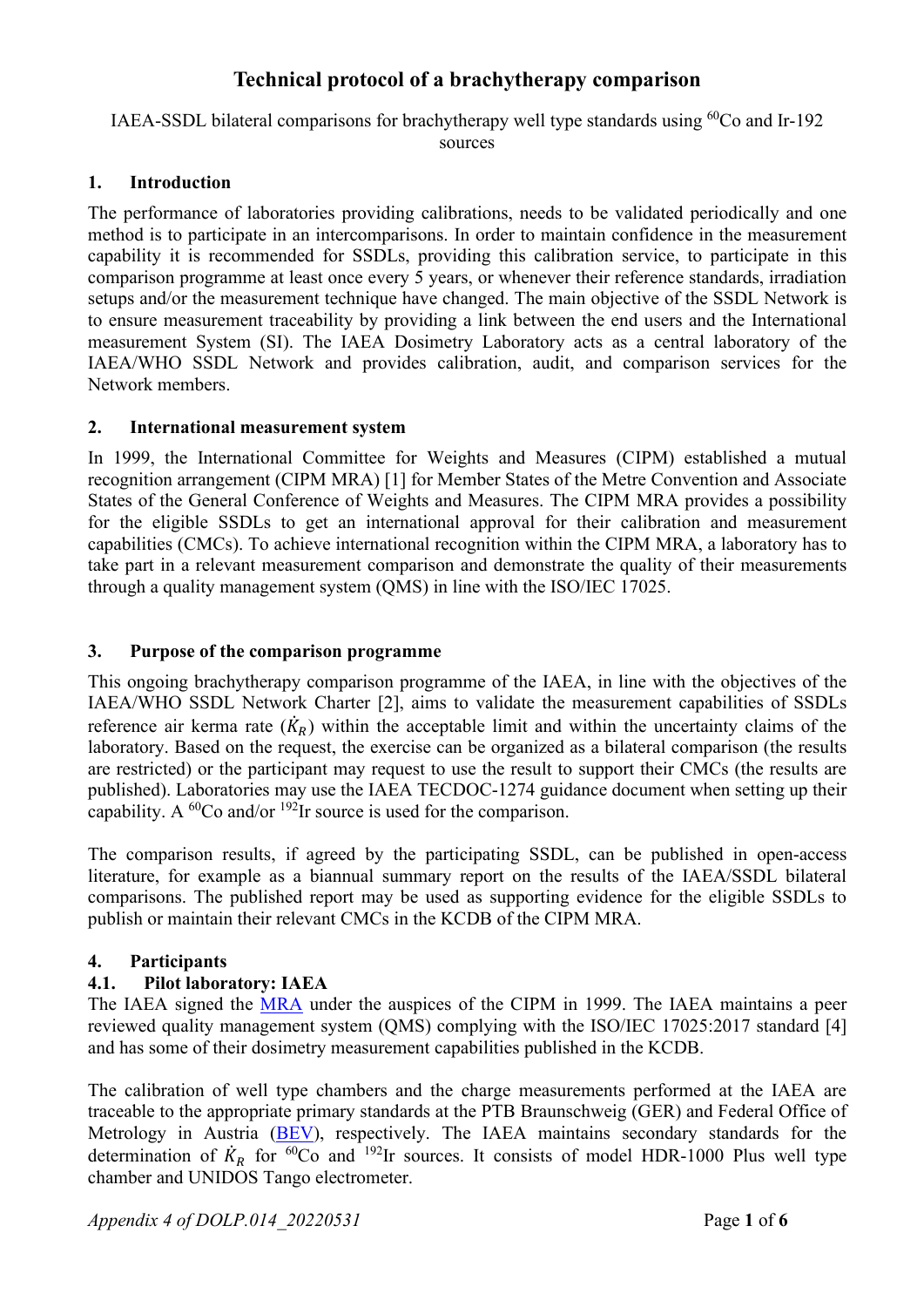# Technical protocol of a brachytherapy comparison

IAEA-SSDL bilateral comparisons for brachytherapy well type standards using $^{60}$Co and Ir-192 sources

## 1. Introduction

The performance of laboratories providing calibrations, needs to be validated periodically and one method is to participate in an intercomparisons. In order to maintain confidence in the measurement capability it is recommended for SSDLs, providing this calibration service, to participate in this comparison programme at least once every 5 years, or whenever their reference standards, irradiation setups and/or the measurement technique have changed. The main objective of the SSDL Network is to ensure measurement traceability by providing a link between the end users and the International measurement System (SI). The IAEA Dosimetry Laboratory acts as a central laboratory of the IAEA/WHO SSDL Network and provides calibration, audit, and comparison services for the Network members.

## 2. International measurement system

In 1999, the International Committee for Weights and Measures (CIPM) established a mutual recognition arrangement (CIPM MRA) [1] for Member States of the Metre Convention and Associate States of the General Conference of Weights and Measures. The CIPM MRA provides a possibility for the eligible SSDLs to get an international approval for their calibration and measurement capabilities (CMCs). To achieve international recognition within the CIPM MRA, a laboratory has to take part in a relevant measurement comparison and demonstrate the quality of their measurements through a quality management system (QMS) in line with the ISO/IEC 17025.

## 3. Purpose of the comparison programme

This ongoing brachytherapy comparison programme of the IAEA, in line with the objectives of the IAEA/WHO SSDL Network Charter [2], aims to validate the measurement capabilities of SSDLs reference air kerma rate ($\dot{K}_R$) within the acceptable limit and within the uncertainty claims of the laboratory. Based on the request, the exercise can be organized as a bilateral comparison (the results are restricted) or the participant may request to use the result to support their CMCs (the results are published). Laboratories may use the IAEA TECDOC-1274 guidance document when setting up their capability. A $^{60}$Co and/or $^{192}$Ir source is used for the comparison.

The comparison results, if agreed by the participating SSDL, can be published in open-access literature, for example as a biannual summary report on the results of the IAEA/SSDL bilateral comparisons. The published report may be used as supporting evidence for the eligible SSDLs to publish or maintain their relevant CMCs in the KCDB of the CIPM MRA.

## 4. Participants

### 4.1. Pilot laboratory: IAEA

The IAEA signed the MRA under the auspices of the CIPM in 1999. The IAEA maintains a peer reviewed quality management system (QMS) complying with the ISO/IEC 17025:2017 standard [4] and has some of their dosimetry measurement capabilities published in the KCDB.

The calibration of well type chambers and the charge measurements performed at the IAEA are traceable to the appropriate primary standards at the PTB Braunschweig (GER) and Federal Office of Metrology in Austria (BEV), respectively. The IAEA maintains secondary standards for the determination of $\dot{K}_R$ for $^{60}$Co and $^{192}$Ir sources. It consists of model HDR-1000 Plus well type chamber and UNIDOS Tango electrometer.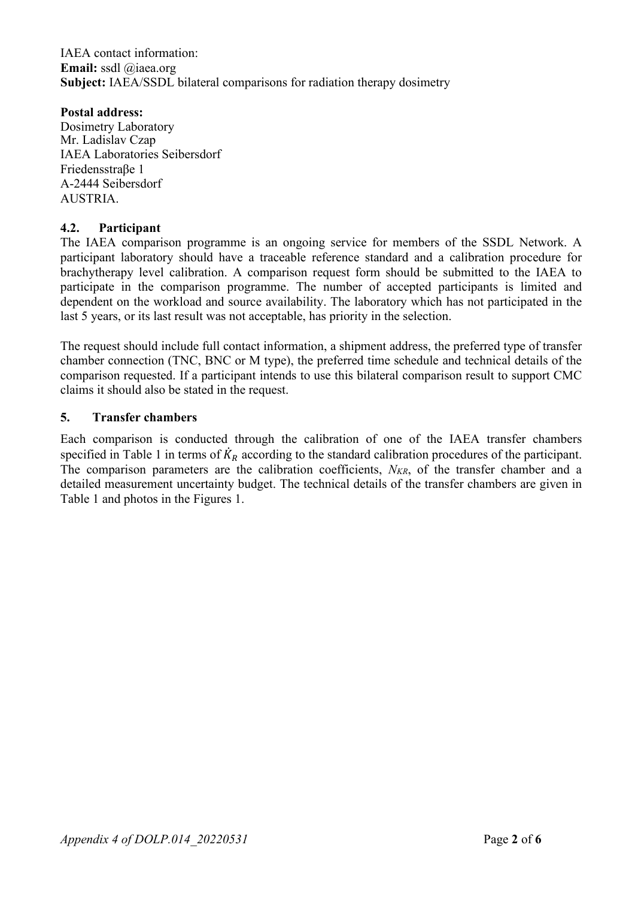IAEA contact information:
**Email:** ssdl @iaea.org
**Subject:** IAEA/SSDL bilateral comparisons for radiation therapy dosimetry

**Postal address:**
Dosimetry Laboratory
Mr. Ladislav Czap
IAEA Laboratories Seibersdorf
Friedensstraβe 1
A-2444 Seibersdorf
AUSTRIA.

### 4.2. Participant

The IAEA comparison programme is an ongoing service for members of the SSDL Network. A participant laboratory should have a traceable reference standard and a calibration procedure for brachytherapy level calibration. A comparison request form should be submitted to the IAEA to participate in the comparison programme. The number of accepted participants is limited and dependent on the workload and source availability. The laboratory which has not participated in the last 5 years, or its last result was not acceptable, has priority in the selection.

The request should include full contact information, a shipment address, the preferred type of transfer chamber connection (TNC, BNC or M type), the preferred time schedule and technical details of the comparison requested. If a participant intends to use this bilateral comparison result to support CMC claims it should also be stated in the request.

## 5. Transfer chambers

Each comparison is conducted through the calibration of one of the IAEA transfer chambers specified in Table 1 in terms of $\dot{K}_R$ according to the standard calibration procedures of the participant. The comparison parameters are the calibration coefficients, $N_{KR}$, of the transfer chamber and a detailed measurement uncertainty budget. The technical details of the transfer chambers are given in Table 1 and photos in the Figures 1.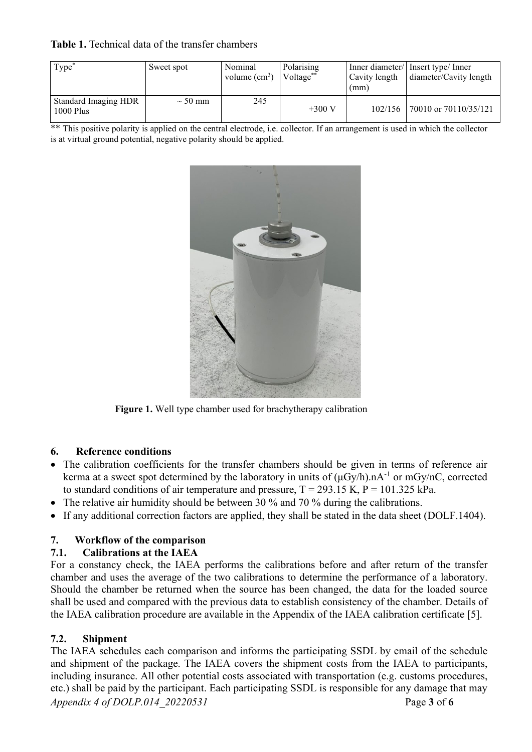**Table 1.** Technical data of the transfer chambers

| Type* | Sweet spot | Nominal volume ($cm^3$) | Polarising Voltage** | Inner diameter/ Cavity length (mm) | Insert type/ Inner diameter/Cavity length |
|---|---|---|---|---|---|
| Standard Imaging HDR 1000 Plus | ~ 50 mm | 245 | +300 V | 102/156 | 70010 or 70110/35/121 |

** This positive polarity is applied on the central electrode, i.e. collector. If an arrangement is used in which the collector is at virtual ground potential, negative polarity should be applied.

**Figure 1.** Well type chamber used for brachytherapy calibration

## 6. Reference conditions

- The calibration coefficients for the transfer chambers should be given in terms of reference air kerma at a sweet spot determined by the laboratory in units of (μGy/h).nA$^{-1}$ or mGy/nC, corrected to standard conditions of air temperature and pressure, T = 293.15 K, P = 101.325 kPa.
- The relative air humidity should be between 30 % and 70 % during the calibrations.
- If any additional correction factors are applied, they shall be stated in the data sheet (DOLF.1404).

## 7. Workflow of the comparison

### 7.1. Calibrations at the IAEA

For a constancy check, the IAEA performs the calibrations before and after return of the transfer chamber and uses the average of the two calibrations to determine the performance of a laboratory. Should the chamber be returned when the source has been changed, the data for the loaded source shall be used and compared with the previous data to establish consistency of the chamber. Details of the IAEA calibration procedure are available in the Appendix of the IAEA calibration certificate [5].

### 7.2. Shipment

The IAEA schedules each comparison and informs the participating SSDL by email of the schedule and shipment of the package. The IAEA covers the shipment costs from the IAEA to participants, including insurance. All other potential costs associated with transportation (e.g. customs procedures, etc.) shall be paid by the participant. Each participating SSDL is responsible for any damage that may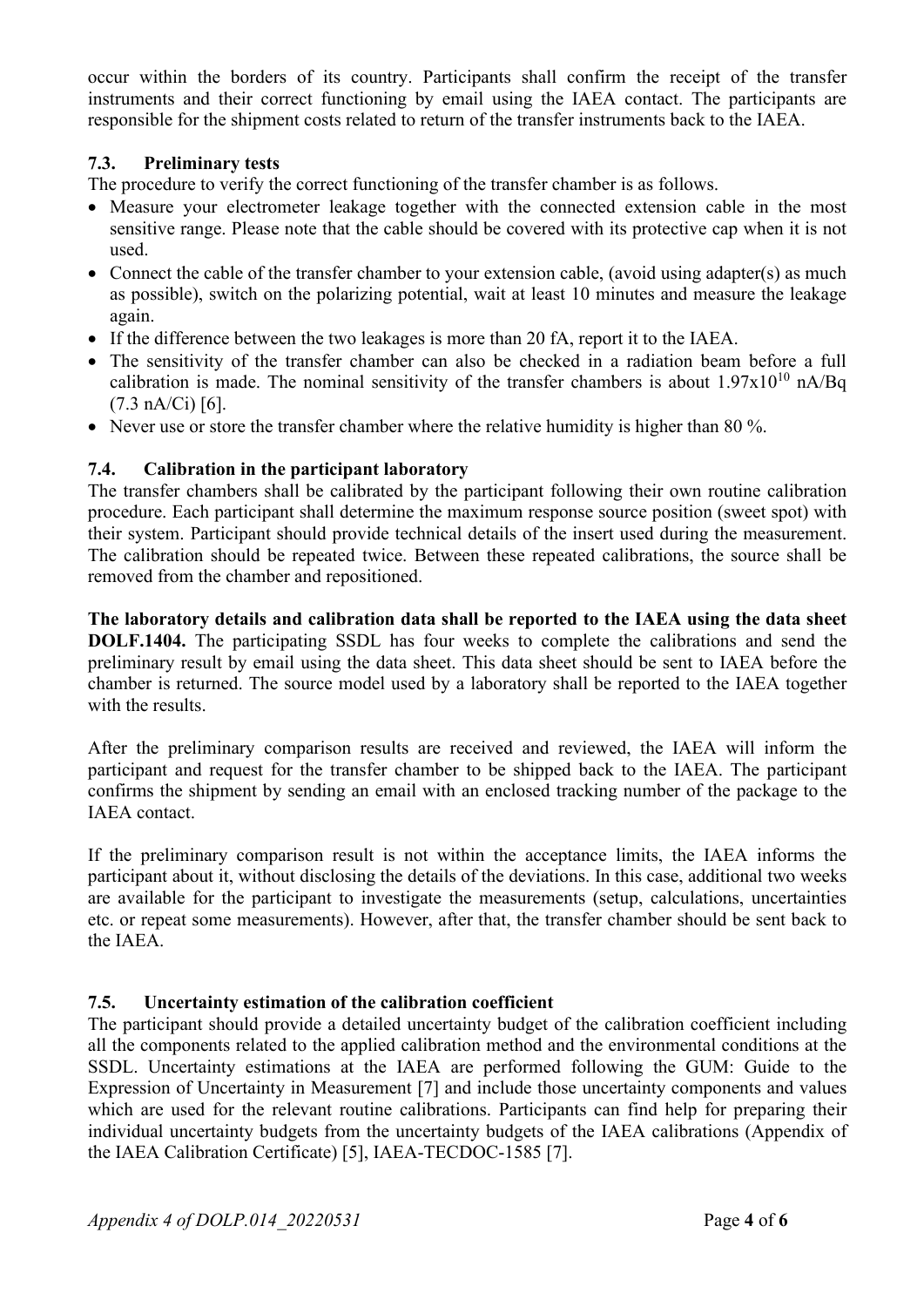occur within the borders of its country. Participants shall confirm the receipt of the transfer instruments and their correct functioning by email using the IAEA contact. The participants are responsible for the shipment costs related to return of the transfer instruments back to the IAEA.

### 7.3. Preliminary tests

The procedure to verify the correct functioning of the transfer chamber is as follows.

- Measure your electrometer leakage together with the connected extension cable in the most sensitive range. Please note that the cable should be covered with its protective cap when it is not used.
- Connect the cable of the transfer chamber to your extension cable, (avoid using adapter(s) as much as possible), switch on the polarizing potential, wait at least 10 minutes and measure the leakage again.
- If the difference between the two leakages is more than 20 fA, report it to the IAEA.
- The sensitivity of the transfer chamber can also be checked in a radiation beam before a full calibration is made. The nominal sensitivity of the transfer chambers is about $1.97 \times 10^{10}$ nA/Bq (7.3 nA/Ci) [6].
- Never use or store the transfer chamber where the relative humidity is higher than 80 %.

### 7.4. Calibration in the participant laboratory

The transfer chambers shall be calibrated by the participant following their own routine calibration procedure. Each participant shall determine the maximum response source position (sweet spot) with their system. Participant should provide technical details of the insert used during the measurement. The calibration should be repeated twice. Between these repeated calibrations, the source shall be removed from the chamber and repositioned.

**The laboratory details and calibration data shall be reported to the IAEA using the data sheet DOLF.1404.** The participating SSDL has four weeks to complete the calibrations and send the preliminary result by email using the data sheet. This data sheet should be sent to IAEA before the chamber is returned. The source model used by a laboratory shall be reported to the IAEA together with the results.

After the preliminary comparison results are received and reviewed, the IAEA will inform the participant and request for the transfer chamber to be shipped back to the IAEA. The participant confirms the shipment by sending an email with an enclosed tracking number of the package to the IAEA contact.

If the preliminary comparison result is not within the acceptance limits, the IAEA informs the participant about it, without disclosing the details of the deviations. In this case, additional two weeks are available for the participant to investigate the measurements (setup, calculations, uncertainties etc. or repeat some measurements). However, after that, the transfer chamber should be sent back to the IAEA.

### 7.5. Uncertainty estimation of the calibration coefficient

The participant should provide a detailed uncertainty budget of the calibration coefficient including all the components related to the applied calibration method and the environmental conditions at the SSDL. Uncertainty estimations at the IAEA are performed following the GUM: Guide to the Expression of Uncertainty in Measurement [7] and include those uncertainty components and values which are used for the relevant routine calibrations. Participants can find help for preparing their individual uncertainty budgets from the uncertainty budgets of the IAEA calibrations (Appendix of the IAEA Calibration Certificate) [5], IAEA-TECDOC-1585 [7].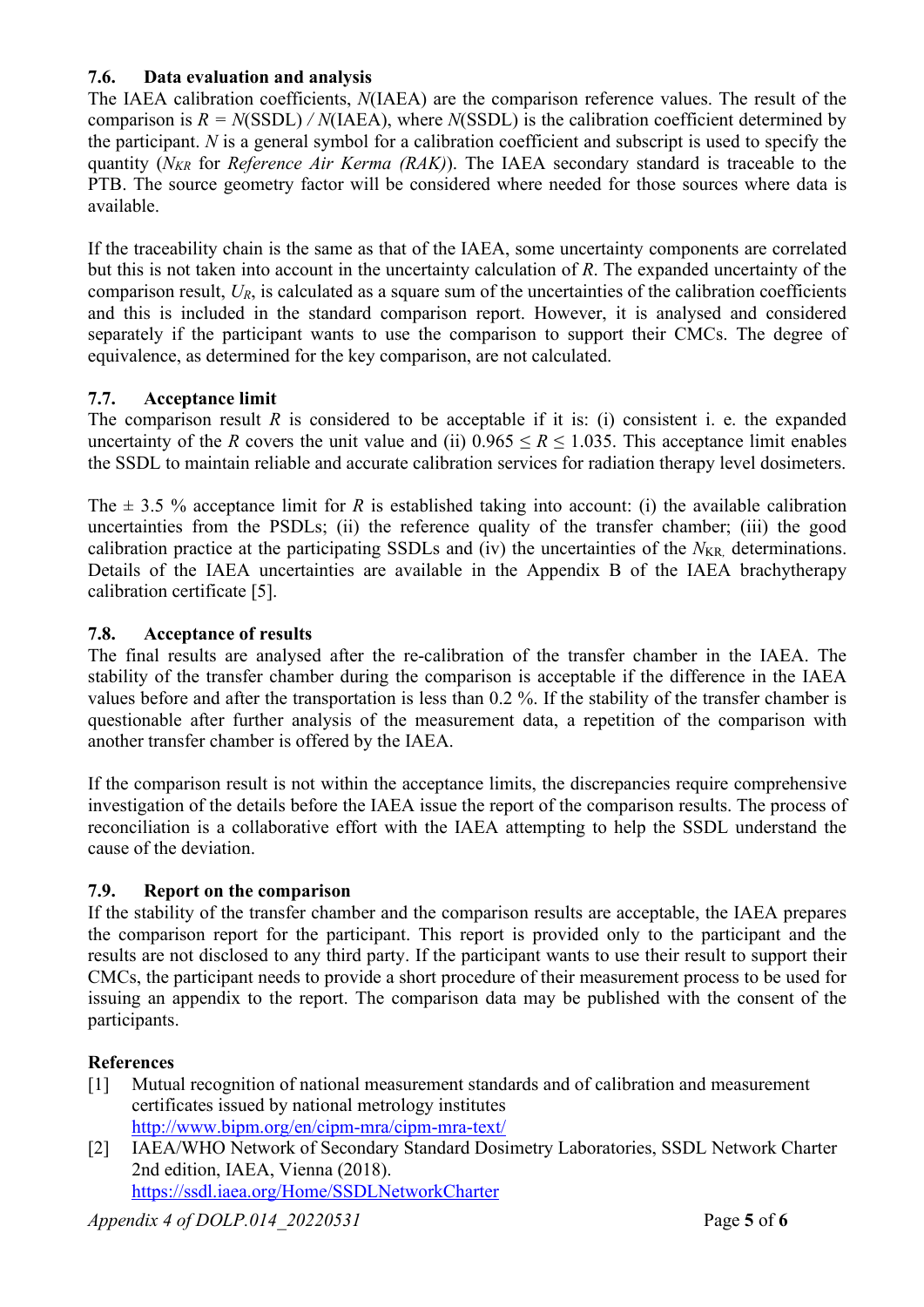### 7.6. Data evaluation and analysis

The IAEA calibration coefficients, $N$(IAEA) are the comparison reference values. The result of the comparison is $R = N(\text{SSDL}) / N(\text{IAEA})$, where $N$(SSDL) is the calibration coefficient determined by the participant. $N$ is a general symbol for a calibration coefficient and subscript is used to specify the quantity ($N_{KR}$ for *Reference Air Kerma (RAK)*). The IAEA secondary standard is traceable to the PTB. The source geometry factor will be considered where needed for those sources where data is available.

If the traceability chain is the same as that of the IAEA, some uncertainty components are correlated but this is not taken into account in the uncertainty calculation of $R$. The expanded uncertainty of the comparison result, $U_R$, is calculated as a square sum of the uncertainties of the calibration coefficients and this is included in the standard comparison report. However, it is analysed and considered separately if the participant wants to use the comparison to support their CMCs. The degree of equivalence, as determined for the key comparison, are not calculated.

### 7.7. Acceptance limit

The comparison result $R$ is considered to be acceptable if it is: (i) consistent i. e. the expanded uncertainty of the $R$ covers the unit value and (ii) $0.965 \leq R \leq 1.035$. This acceptance limit enables the SSDL to maintain reliable and accurate calibration services for radiation therapy level dosimeters.

The ± 3.5 % acceptance limit for $R$ is established taking into account: (i) the available calibration uncertainties from the PSDLs; (ii) the reference quality of the transfer chamber; (iii) the good calibration practice at the participating SSDLs and (iv) the uncertainties of the $N_{KR,}$ determinations. Details of the IAEA uncertainties are available in the Appendix B of the IAEA brachytherapy calibration certificate [5].

### 7.8. Acceptance of results

The final results are analysed after the re-calibration of the transfer chamber in the IAEA. The stability of the transfer chamber during the comparison is acceptable if the difference in the IAEA values before and after the transportation is less than 0.2 %. If the stability of the transfer chamber is questionable after further analysis of the measurement data, a repetition of the comparison with another transfer chamber is offered by the IAEA.

If the comparison result is not within the acceptance limits, the discrepancies require comprehensive investigation of the details before the IAEA issue the report of the comparison results. The process of reconciliation is a collaborative effort with the IAEA attempting to help the SSDL understand the cause of the deviation.

### 7.9. Report on the comparison

If the stability of the transfer chamber and the comparison results are acceptable, the IAEA prepares the comparison report for the participant. This report is provided only to the participant and the results are not disclosed to any third party. If the participant wants to use their result to support their CMCs, the participant needs to provide a short procedure of their measurement process to be used for issuing an appendix to the report. The comparison data may be published with the consent of the participants.

### References

[1] Mutual recognition of national measurement standards and of calibration and measurement certificates issued by national metrology institutes
http://www.bipm.org/en/cipm-mra/cipm-mra-text/

[2] IAEA/WHO Network of Secondary Standard Dosimetry Laboratories, SSDL Network Charter 2nd edition, IAEA, Vienna (2018).
https://ssdl.iaea.org/Home/SSDLNetworkCharter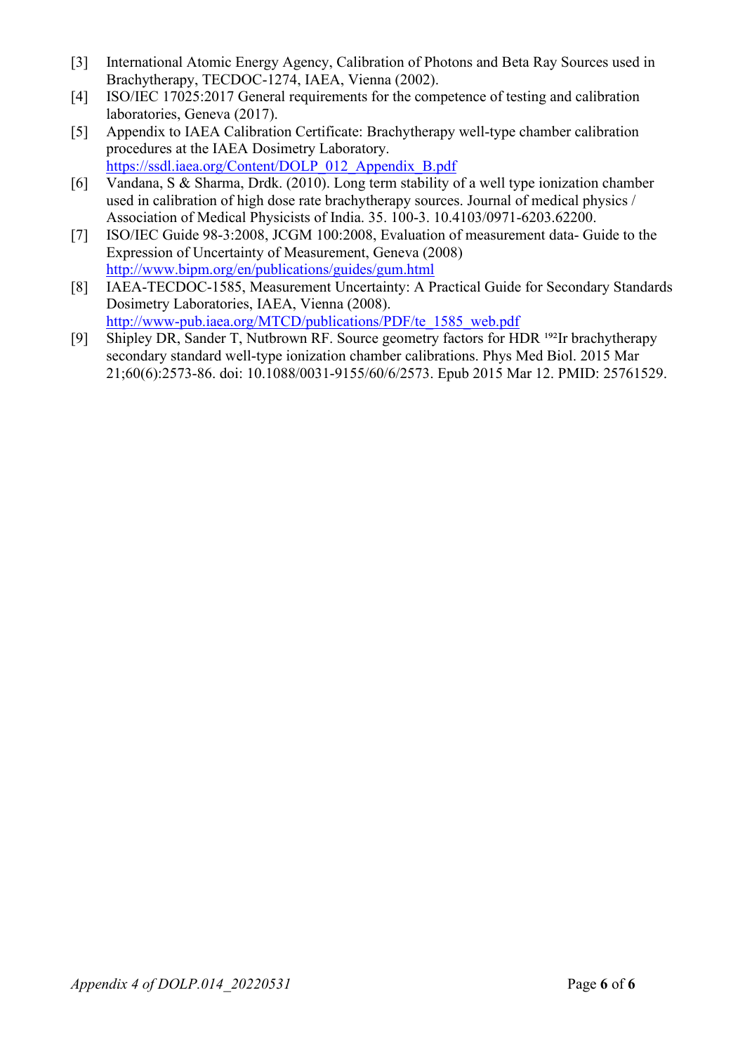[3] International Atomic Energy Agency, Calibration of Photons and Beta Ray Sources used in Brachytherapy, TECDOC-1274, IAEA, Vienna (2002).

[4] ISO/IEC 17025:2017 General requirements for the competence of testing and calibration laboratories, Geneva (2017).

[5] Appendix to IAEA Calibration Certificate: Brachytherapy well-type chamber calibration procedures at the IAEA Dosimetry Laboratory. https://ssdl.iaea.org/Content/DOLP_012_Appendix_B.pdf

[6] Vandana, S & Sharma, Drdk. (2010). Long term stability of a well type ionization chamber used in calibration of high dose rate brachytherapy sources. Journal of medical physics / Association of Medical Physicists of India. 35. 100-3. 10.4103/0971-6203.62200.

[7] ISO/IEC Guide 98-3:2008, JCGM 100:2008, Evaluation of measurement data- Guide to the Expression of Uncertainty of Measurement, Geneva (2008) http://www.bipm.org/en/publications/guides/gum.html

[8] IAEA-TECDOC-1585, Measurement Uncertainty: A Practical Guide for Secondary Standards Dosimetry Laboratories, IAEA, Vienna (2008). http://www-pub.iaea.org/MTCD/publications/PDF/te_1585_web.pdf

[9] Shipley DR, Sander T, Nutbrown RF. Source geometry factors for HDR $^{192}$Ir brachytherapy secondary standard well-type ionization chamber calibrations. Phys Med Biol. 2015 Mar 21;60(6):2573-86. doi: 10.1088/0031-9155/60/6/2573. Epub 2015 Mar 12. PMID: 25761529.